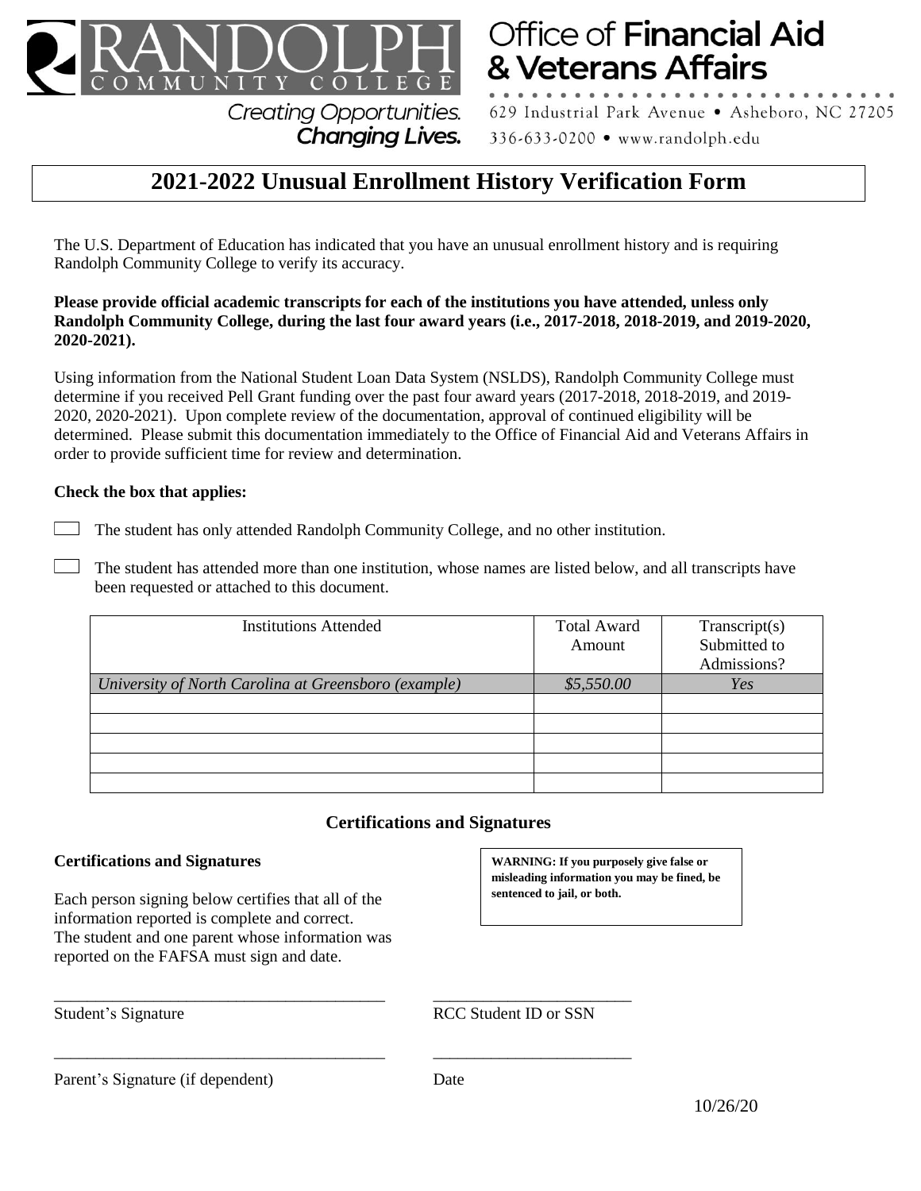RANDOLPH COMMUNITY COLLEGE

Creating Opportunities. Changing Lives.

Office of **Financial Aid & Veterans Affairs**

629 Industrial Park Avenue • Asheboro, NC 27205

336-633-0200 • www.randolph.edu

# 2021-2022 Unusual Enrollment History Verification Form

The U.S. Department of Education has indicated that you have an unusual enrollment history and is requiring Randolph Community College to verify its accuracy.

**Please provide official academic transcripts for each of the institutions you have attended, unless only Randolph Community College, during the last four award years (i.e., 2017-2018, 2018-2019, and 2019-2020, 2020-2021).**

Using information from the National Student Loan Data System (NSLDS), Randolph Community College must determine if you received Pell Grant funding over the past four award years (2017-2018, 2018-2019, and 2019-2020, 2020-2021). Upon complete review of the documentation, approval of continued eligibility will be determined. Please submit this documentation immediately to the Office of Financial Aid and Veterans Affairs in order to provide sufficient time for review and determination.

**Check the box that applies:**

☐ The student has only attended Randolph Community College, and no other institution.

☐ The student has attended more than one institution, whose names are listed below, and all transcripts have been requested or attached to this document.

| Institutions Attended | Total Award Amount | Transcript(s) Submitted to Admissions? |
|---|---|---|
| *University of North Carolina at Greensboro (example)* | *$5,550.00* | *Yes* |
| | | |
| | | |
| | | |
| | | |
| | | |

## Certifications and Signatures

**Certifications and Signatures**

Each person signing below certifies that all of the information reported is complete and correct. The student and one parent whose information was reported on the FAFSA must sign and date.

**WARNING: If you purposely give false or misleading information you may be fined, be sentenced to jail, or both.**

_______________________________________ Student's Signature

_______________________ RCC Student ID or SSN

_______________________________________ Parent's Signature (if dependent)

_______________________ Date

10/26/20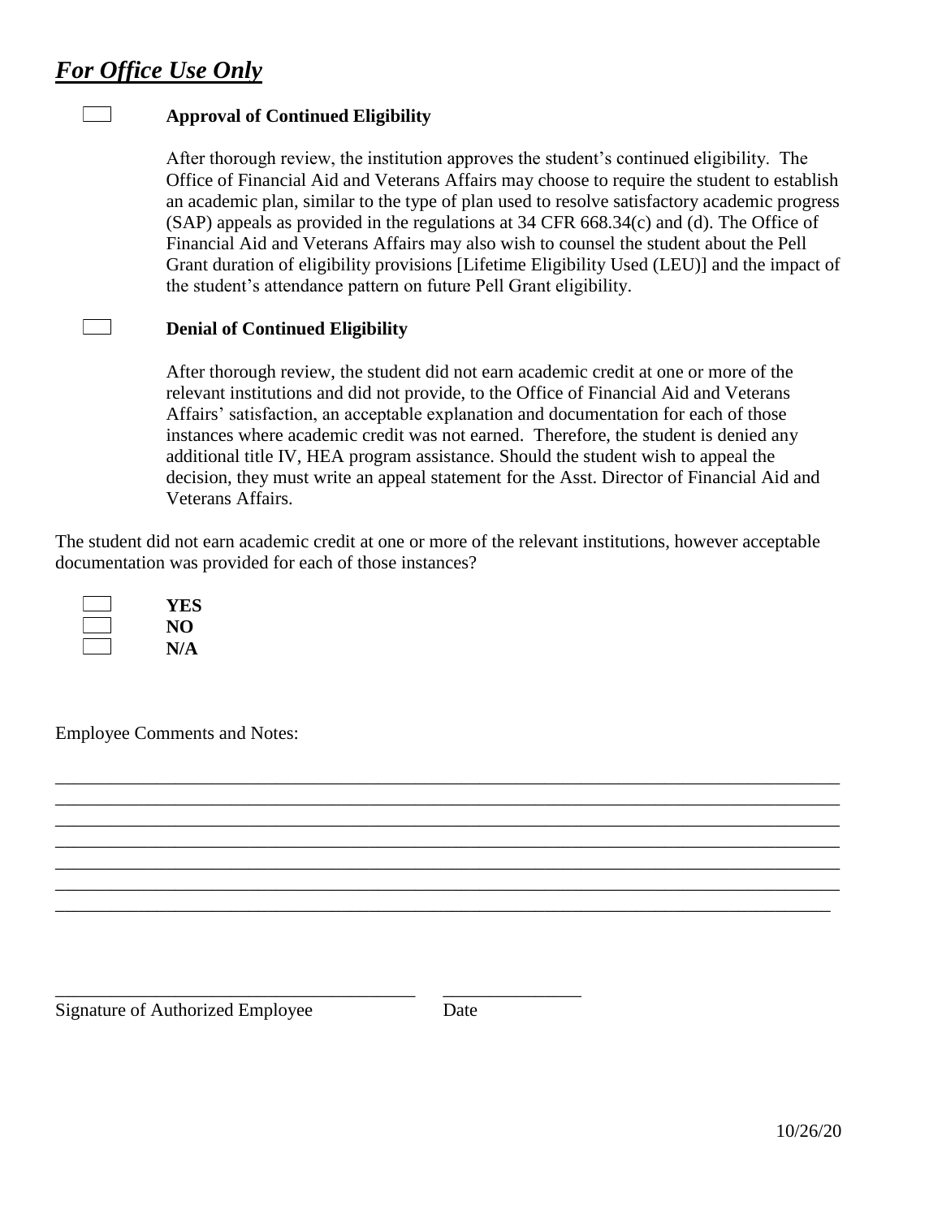## ***For Office Use Only***

☐ **Approval of Continued Eligibility**

After thorough review, the institution approves the student's continued eligibility. The Office of Financial Aid and Veterans Affairs may choose to require the student to establish an academic plan, similar to the type of plan used to resolve satisfactory academic progress (SAP) appeals as provided in the regulations at 34 CFR 668.34(c) and (d). The Office of Financial Aid and Veterans Affairs may also wish to counsel the student about the Pell Grant duration of eligibility provisions [Lifetime Eligibility Used (LEU)] and the impact of the student's attendance pattern on future Pell Grant eligibility.

☐ **Denial of Continued Eligibility**

After thorough review, the student did not earn academic credit at one or more of the relevant institutions and did not provide, to the Office of Financial Aid and Veterans Affairs' satisfaction, an acceptable explanation and documentation for each of those instances where academic credit was not earned. Therefore, the student is denied any additional title IV, HEA program assistance. Should the student wish to appeal the decision, they must write an appeal statement for the Asst. Director of Financial Aid and Veterans Affairs.

The student did not earn academic credit at one or more of the relevant institutions, however acceptable documentation was provided for each of those instances?

☐ **YES**
☐ **NO**
☐ **N/A**

Employee Comments and Notes:

\_\_\_\_\_\_\_\_\_\_\_\_\_\_\_\_\_\_\_\_\_\_\_\_\_\_\_\_\_\_\_\_\_\_\_\_\_\_\_\_\_\_\_\_\_\_\_\_\_\_\_\_\_\_\_\_\_\_\_\_\_\_\_\_\_\_\_\_\_\_\_\_\_\_\_\_\_\_\_\_\_\_\_\_
\_\_\_\_\_\_\_\_\_\_\_\_\_\_\_\_\_\_\_\_\_\_\_\_\_\_\_\_\_\_\_\_\_\_\_\_\_\_\_\_\_\_\_\_\_\_\_\_\_\_\_\_\_\_\_\_\_\_\_\_\_\_\_\_\_\_\_\_\_\_\_\_\_\_\_\_\_\_\_\_\_\_\_\_
\_\_\_\_\_\_\_\_\_\_\_\_\_\_\_\_\_\_\_\_\_\_\_\_\_\_\_\_\_\_\_\_\_\_\_\_\_\_\_\_\_\_\_\_\_\_\_\_\_\_\_\_\_\_\_\_\_\_\_\_\_\_\_\_\_\_\_\_\_\_\_\_\_\_\_\_\_\_\_\_\_\_\_\_
\_\_\_\_\_\_\_\_\_\_\_\_\_\_\_\_\_\_\_\_\_\_\_\_\_\_\_\_\_\_\_\_\_\_\_\_\_\_\_\_\_\_\_\_\_\_\_\_\_\_\_\_\_\_\_\_\_\_\_\_\_\_\_\_\_\_\_\_\_\_\_\_\_\_\_\_\_\_\_\_\_\_\_\_
\_\_\_\_\_\_\_\_\_\_\_\_\_\_\_\_\_\_\_\_\_\_\_\_\_\_\_\_\_\_\_\_\_\_\_\_\_\_\_\_\_\_\_\_\_\_\_\_\_\_\_\_\_\_\_\_\_\_\_\_\_\_\_\_\_\_\_\_\_\_\_\_\_\_\_\_\_\_\_\_\_\_\_\_
\_\_\_\_\_\_\_\_\_\_\_\_\_\_\_\_\_\_\_\_\_\_\_\_\_\_\_\_\_\_\_\_\_\_\_\_\_\_\_\_\_\_\_\_\_\_\_\_\_\_\_\_\_\_\_\_\_\_\_\_\_\_\_\_\_\_\_\_\_\_\_\_\_\_\_\_\_\_\_\_\_\_\_\_
\_\_\_\_\_\_\_\_\_\_\_\_\_\_\_\_\_\_\_\_\_\_\_\_\_\_\_\_\_\_\_\_\_\_\_\_\_\_\_\_\_\_\_\_\_\_\_\_\_\_\_\_\_\_\_\_\_\_\_\_\_\_\_\_\_\_\_\_\_\_\_\_\_\_\_\_\_\_\_\_\_\_\_

\_\_\_\_\_\_\_\_\_\_\_\_\_\_\_\_\_\_\_\_\_\_\_\_\_\_\_\_\_\_\_\_\_\_\_\_\_\_\_\_ \_\_\_\_\_\_\_\_\_\_\_\_\_\_\_\_
Signature of Authorized Employee Date

10/26/20